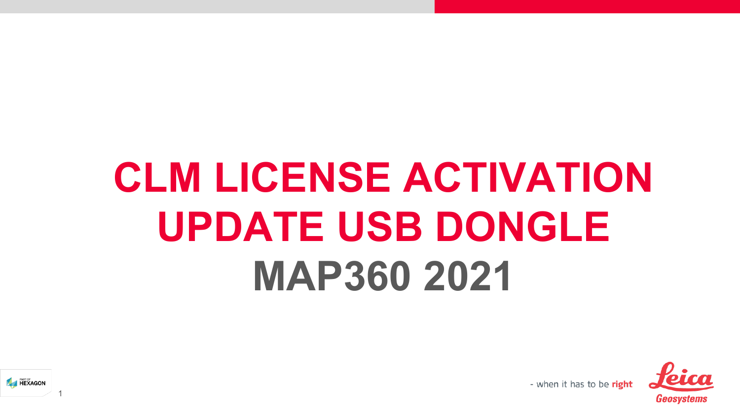# CLM LICENSE ACTIVATION
# UPDATE USB DONGLE
# MAP360 2021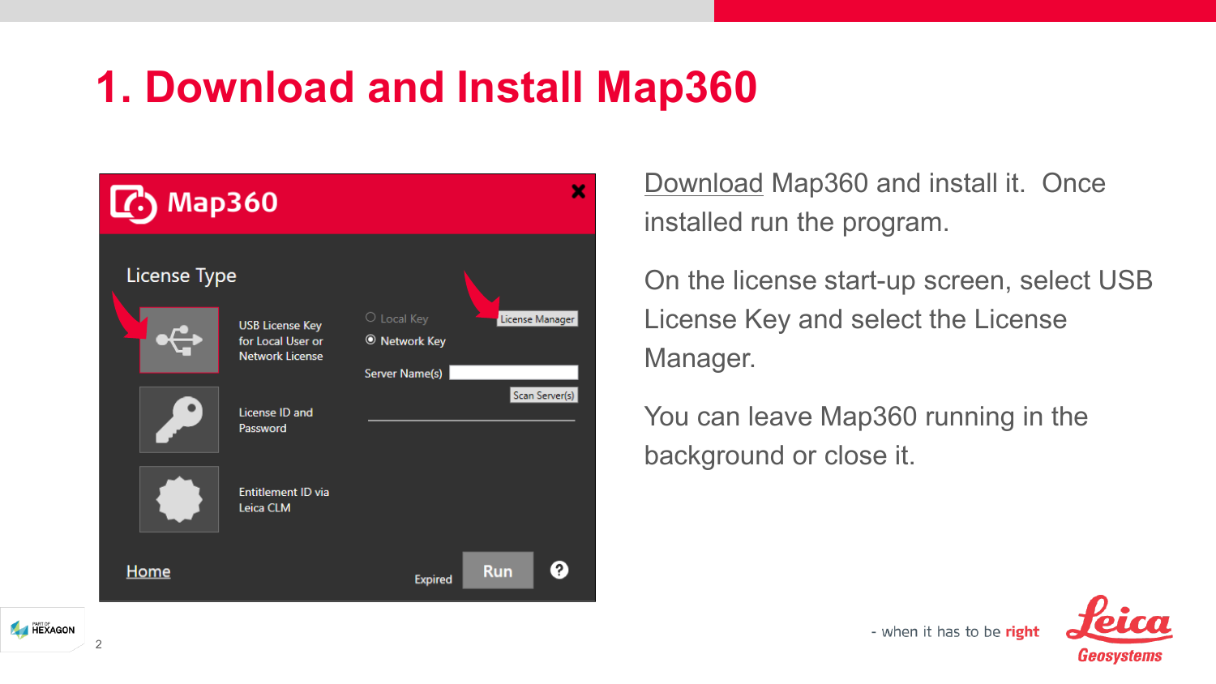# 1. Download and Install Map360

Download Map360 and install it. Once installed run the program.

On the license start-up screen, select USB License Key and select the License Manager.

You can leave Map360 running in the background or close it.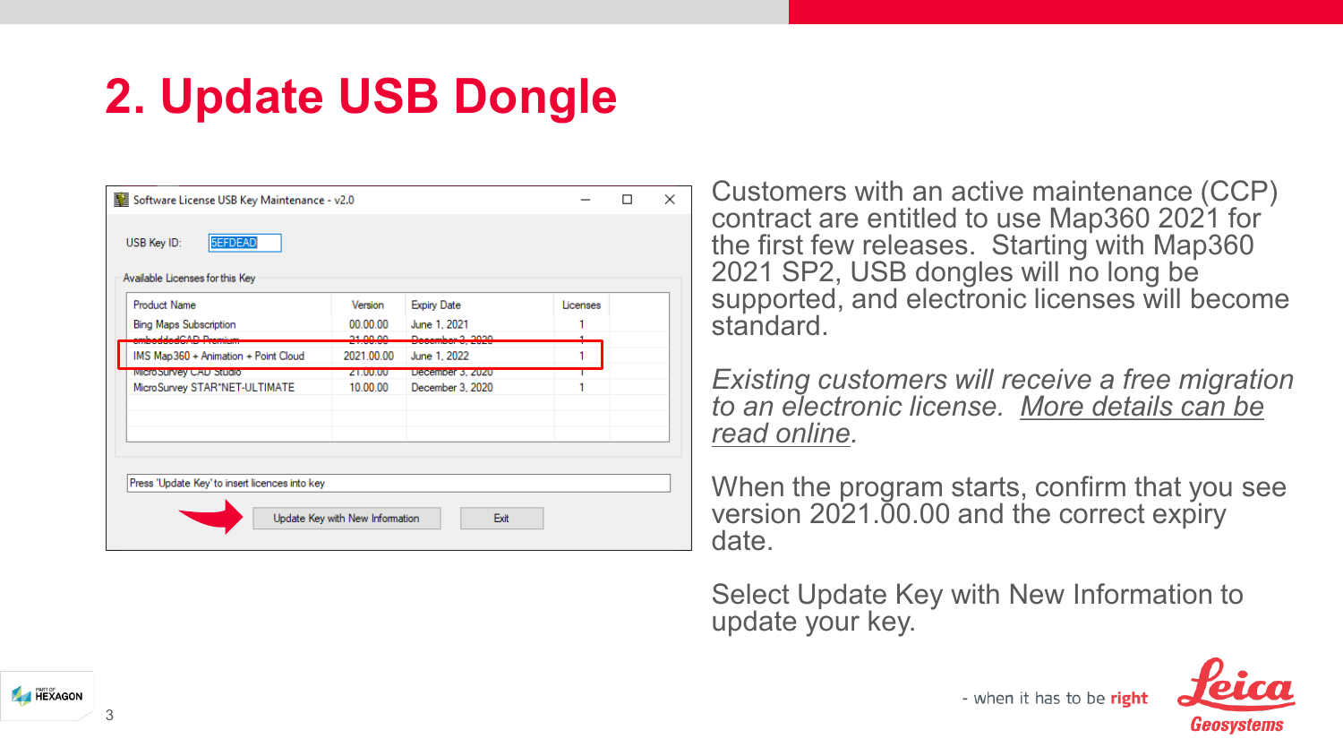# 2. Update USB Dongle

Software License USB Key Maintenance - v2.0

USB Key ID: 5EFDEAD

Available Licenses for this Key

| Product Name | Version | Expiry Date | Licenses |
|---|---|---|---|
| Bing Maps Subscription | 00.00.00 | June 1, 2021 | 1 |
| ~~embeddedCAD Premium~~ | ~~21.00.00~~ | ~~December 3, 2020~~ | 1 |
| IMS Map360 + Animation + Point Cloud | 2021.00.00 | June 1, 2022 | 1 |
| ~~MicroSurvey CAD Studio~~ | ~~21.00.00~~ | ~~December 3, 2020~~ | 1 |
| MicroSurvey STAR*NET-ULTIMATE | 10.00.00 | December 3, 2020 | 1 |

Press 'Update Key' to insert licences into key

Update Key with New Information | Exit

Customers with an active maintenance (CCP) contract are entitled to use Map360 2021 for the first few releases. Starting with Map360 2021 SP2, USB dongles will no long be supported, and electronic licenses will become standard.

*Existing customers will receive a free migration to an electronic license. More details can be read online.*

When the program starts, confirm that you see version 2021.00.00 and the correct expiry date.

Select Update Key with New Information to update your key.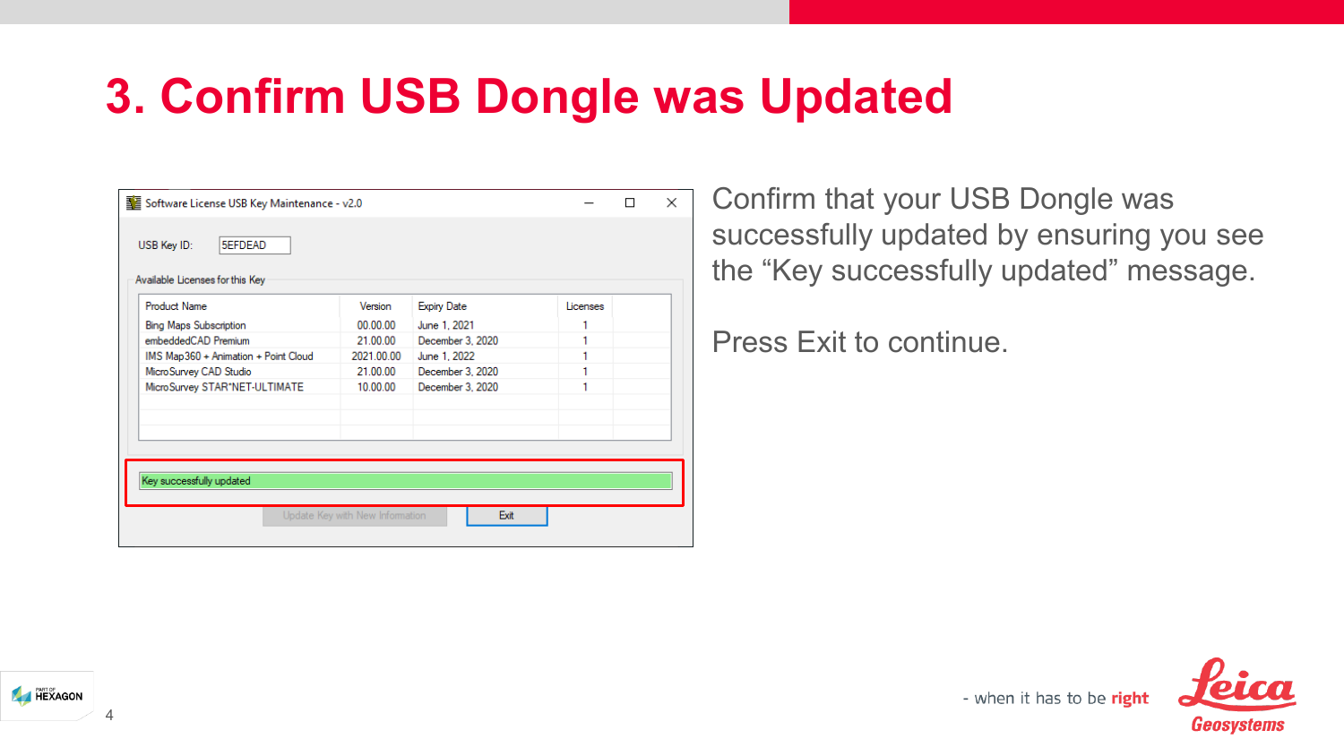# 3. Confirm USB Dongle was Updated

Software License USB Key Maintenance - v2.0

USB Key ID: 5EFDEAD

Available Licenses for this Key

| Product Name | Version | Expiry Date | Licenses |
|---|---|---|---|
| Bing Maps Subscription | 00.00.00 | June 1, 2021 | 1 |
| embeddedCAD Premium | 21.00.00 | December 3, 2020 | 1 |
| IMS Map360 + Animation + Point Cloud | 2021.00.00 | June 1, 2022 | 1 |
| MicroSurvey CAD Studio | 21.00.00 | December 3, 2020 | 1 |
| MicroSurvey STAR*NET-ULTIMATE | 10.00.00 | December 3, 2020 | 1 |

Key successfully updated

Update Key with New Information | Exit

Confirm that your USB Dongle was successfully updated by ensuring you see the “Key successfully updated” message.

Press Exit to continue.

- when it has to be **right**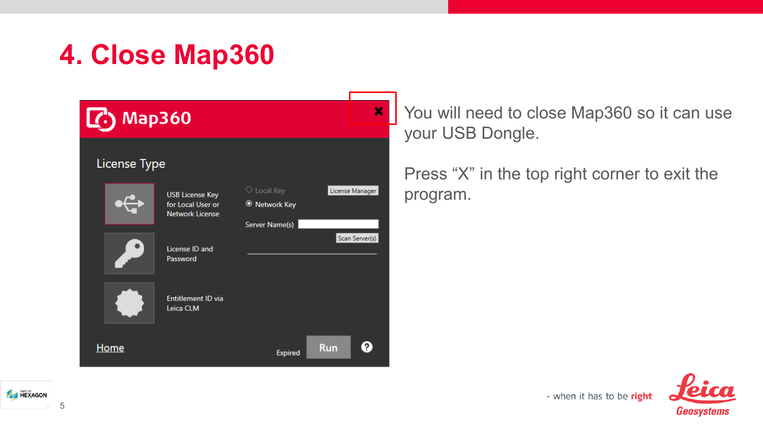# 4. Close Map360

You will need to close Map360 so it can use your USB Dongle.

Press “X” in the top right corner to exit the program.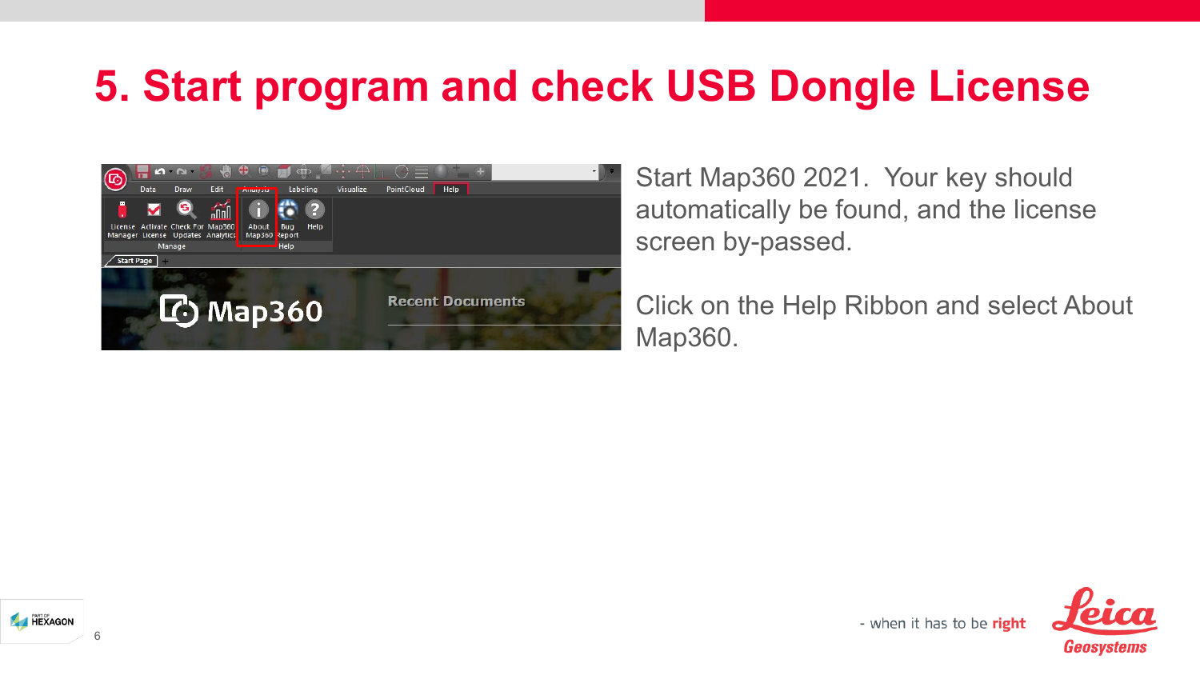# 5. Start program and check USB Dongle License

Start Map360 2021. Your key should automatically be found, and the license screen by-passed.

Click on the Help Ribbon and select About Map360.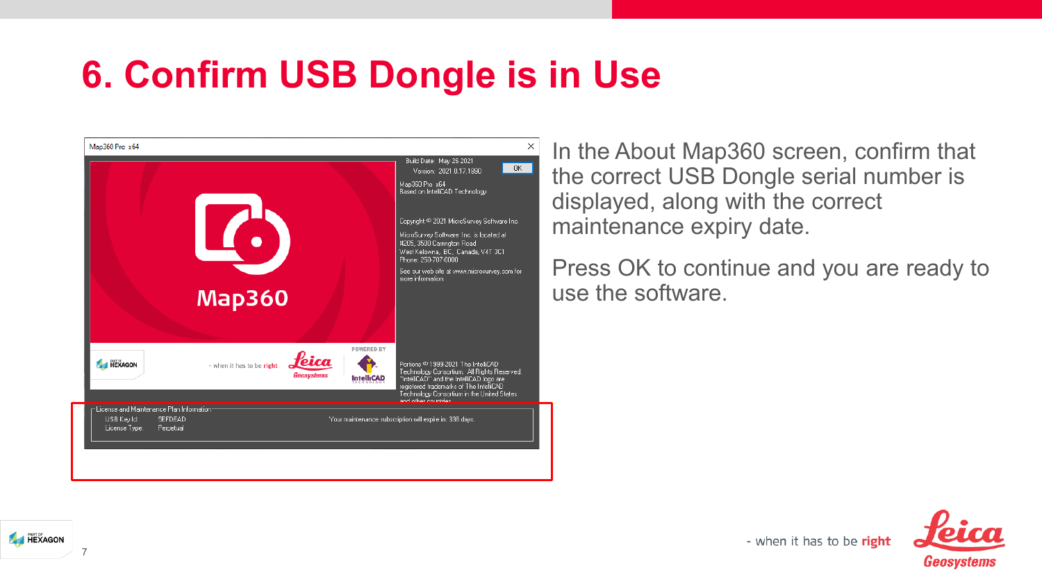# 6. Confirm USB Dongle is in Use

In the About Map360 screen, confirm that the correct USB Dongle serial number is displayed, along with the correct maintenance expiry date.

Press OK to continue and you are ready to use the software.